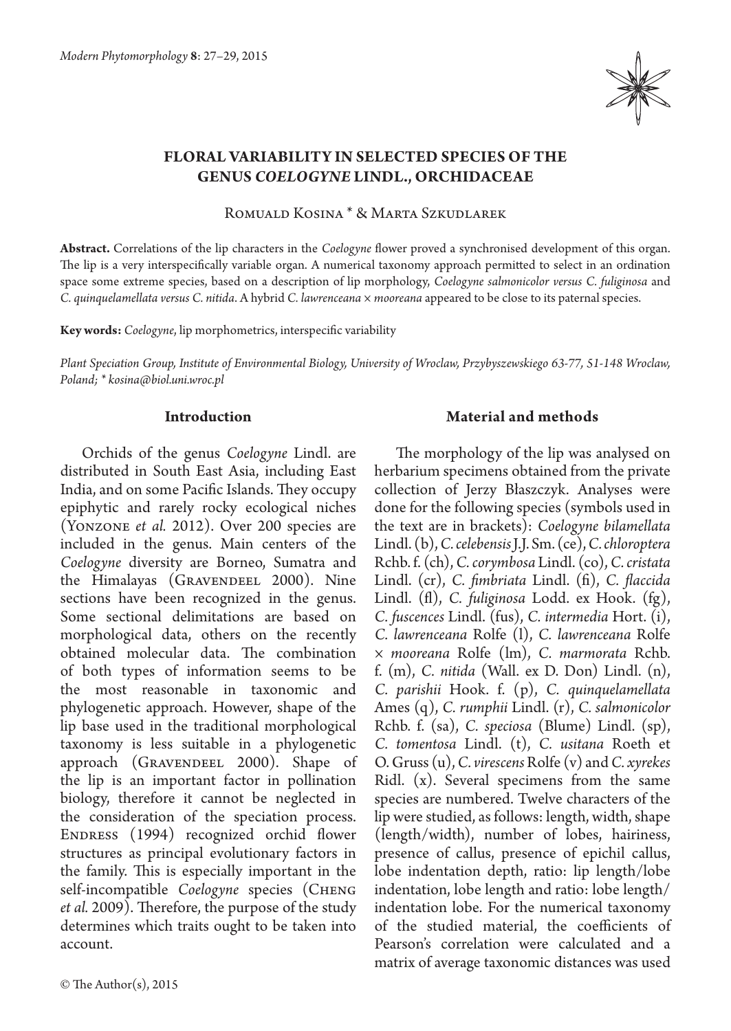# FLORAL VARIABILITY IN SELECTED SPECIES OF THE GENUS *COELOGYNE* LINDL., ORCHIDACEAE

Romuald Kosina * & Marta Szkudlarek

**Abstract.** Correlations of the lip characters in the *Coelogyne* flower proved a synchronised development of this organ. The lip is a very interspecifically variable organ. A numerical taxonomy approach permitted to select in an ordination space some extreme species, based on a description of lip morphology, *Coelogyne salmonicolor versus C. fuliginosa* and *C. quinquelamellata versus C. nitida*. A hybrid *C. lawrenceana* × *mooreana* appeared to be close to its paternal species.

**Key words:** *Coelogyne*, lip morphometrics, interspecific variability

*Plant Speciation Group, Institute of Environmental Biology, University of Wroclaw, Przybyszewskiego 63-77, 51-148 Wroclaw, Poland; * kosina@biol.uni.wroc.pl*

## Introduction

Orchids of the genus *Coelogyne* Lindl. are distributed in South East Asia, including East India, and on some Pacific Islands. They occupy epiphytic and rarely rocky ecological niches (Yonzone *et al.* 2012). Over 200 species are included in the genus. Main centers of the *Coelogyne* diversity are Borneo, Sumatra and the Himalayas (Gravendeel 2000). Nine sections have been recognized in the genus. Some sectional delimitations are based on morphological data, others on the recently obtained molecular data. The combination of both types of information seems to be the most reasonable in taxonomic and phylogenetic approach. However, shape of the lip base used in the traditional morphological taxonomy is less suitable in a phylogenetic approach (Gravendeel 2000). Shape of the lip is an important factor in pollination biology, therefore it cannot be neglected in the consideration of the speciation process. Endress (1994) recognized orchid flower structures as principal evolutionary factors in the family. This is especially important in the self-incompatible *Coelogyne* species (Cheng *et al.* 2009). Therefore, the purpose of the study determines which traits ought to be taken into account.

## Material and methods

The morphology of the lip was analysed on herbarium specimens obtained from the private collection of Jerzy Błaszczyk. Analyses were done for the following species (symbols used in the text are in brackets): *Coelogyne bilamellata* Lindl. (b), *C. celebensis* J.J. Sm. (ce), *C. chloroptera* Rchb. f. (ch), *C. corymbosa* Lindl. (co), *C. cristata* Lindl. (cr), *C. fimbriata* Lindl. (fi), *C. flaccida* Lindl. (fl), *C. fuliginosa* Lodd. ex Hook. (fg), *C. fuscences* Lindl. (fus), *C. intermedia* Hort. (i), *C. lawrenceana* Rolfe (l), *C. lawrenceana* Rolfe × *mooreana* Rolfe (lm), *C. marmorata* Rchb. f. (m), *C. nitida* (Wall. ex D. Don) Lindl. (n), *C. parishii* Hook. f. (p), *C. quinquelamellata* Ames (q), *C. rumphii* Lindl. (r), *C. salmonicolor* Rchb. f. (sa), *C. speciosa* (Blume) Lindl. (sp), *C. tomentosa* Lindl. (t), *C. usitana* Roeth et O. Gruss (u), *C. virescens* Rolfe (v) and *C. xyrekes* Ridl. (x). Several specimens from the same species are numbered. Twelve characters of the lip were studied, as follows: length, width, shape (length/width), number of lobes, hairiness, presence of callus, presence of epichil callus, lobe indentation depth, ratio: lip length/lobe indentation, lobe length and ratio: lobe length/indentation lobe. For the numerical taxonomy of the studied material, the coefficients of Pearson's correlation were calculated and a matrix of average taxonomic distances was used

© The Author(s), 2015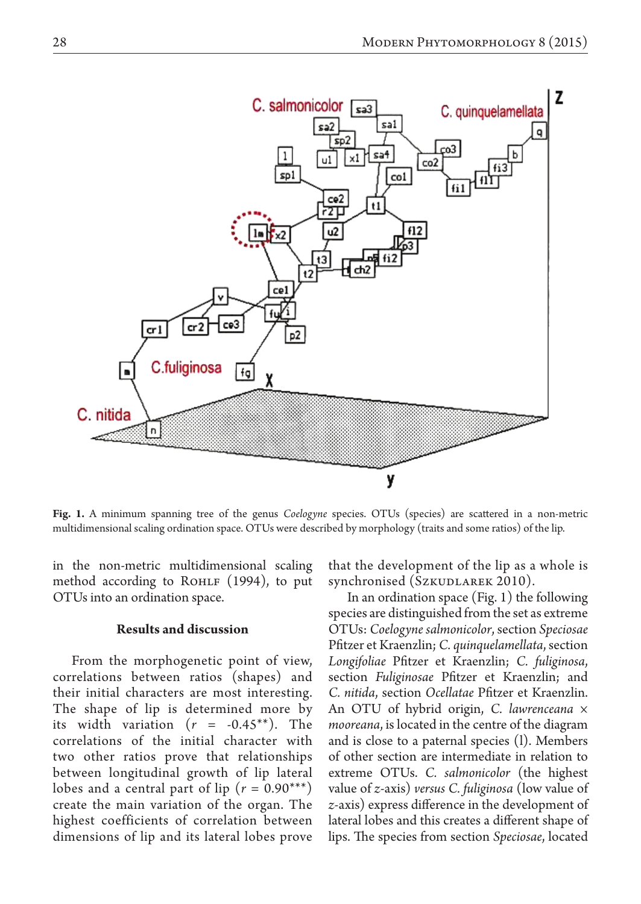**Fig. 1.** A minimum spanning tree of the genus *Coelogyne* species. OTUs (species) are scattered in a non-metric multidimensional scaling ordination space. OTUs were described by morphology (traits and some ratios) of the lip.

in the non-metric multidimensional scaling method according to Rohlf (1994), to put OTUs into an ordination space.

### Results and discussion

From the morphogenetic point of view, correlations between ratios (shapes) and their initial characters are most interesting. The shape of lip is determined more by its width variation ($r$ = -0.45**). The correlations of the initial character with two other ratios prove that relationships between longitudinal growth of lip lateral lobes and a central part of lip ($r$ = 0.90***) create the main variation of the organ. The highest coefficients of correlation between dimensions of lip and its lateral lobes prove that the development of the lip as a whole is synchronised (Szkudlarek 2010).

In an ordination space (Fig. 1) the following species are distinguished from the set as extreme OTUs: *Coelogyne salmonicolor*, section *Speciosae* Pfitzer et Kraenzlin; *C. quinquelamellata*, section *Longifoliae* Pfitzer et Kraenzlin; *C. fuliginosa*, section *Fuliginosae* Pfitzer et Kraenzlin; and *C. nitida*, section *Ocellatae* Pfitzer et Kraenzlin. An OTU of hybrid origin, *C. lawrenceana* × *mooreana*, is located in the centre of the diagram and is close to a paternal species (l). Members of other section are intermediate in relation to extreme OTUs. *C. salmonicolor* (the highest value of $z$-axis) *versus C. fuliginosa* (low value of $z$-axis) express difference in the development of lateral lobes and this creates a different shape of lips. The species from section *Speciosae*, located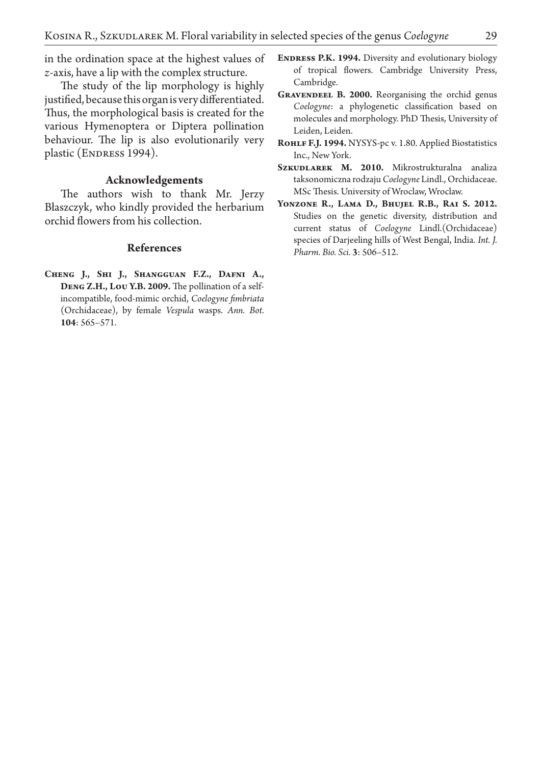in the ordination space at the highest values of *z*-axis, have a lip with the complex structure.

The study of the lip morphology is highly justified, because this organ is very differentiated. Thus, the morphological basis is created for the various Hymenoptera or Diptera pollination behaviour. The lip is also evolutionarily very plastic (Endress 1994).

## Acknowledgements

The authors wish to thank Mr. Jerzy Błaszczyk, who kindly provided the herbarium orchid flowers from his collection.

## References

**Cheng J., Shi J., Shangguan F.Z., Dafni A., Deng Z.H., Lou Y.B. 2009.** The pollination of a self-incompatible, food-mimic orchid, *Coelogyne fimbriata* (Orchidaceae), by female *Vespula* wasps. *Ann. Bot.* **104**: 565–571.

**Endress P.K. 1994.** Diversity and evolutionary biology of tropical flowers. Cambridge University Press, Cambridge.

**Gravendeel B. 2000.** Reorganising the orchid genus *Coelogyne*: a phylogenetic classification based on molecules and morphology. PhD Thesis, University of Leiden, Leiden.

**Rohlf F.J. 1994.** NYSYS-pc v. 1.80. Applied Biostatistics Inc., New York.

**Szkudlarek M. 2010.** Mikrostrukturalna analiza taksonomiczna rodzaju *Coelogyne* Lindl., Orchidaceae. MSc Thesis. University of Wroclaw, Wroclaw.

**Yonzone R., Lama D., Bhujel R.B., Rai S. 2012.** Studies on the genetic diversity, distribution and current status of *Coelogyne* Lindl.(Orchidaceae) species of Darjeeling hills of West Bengal, India. *Int. J. Pharm. Bio. Sci.* **3**: 506–512.